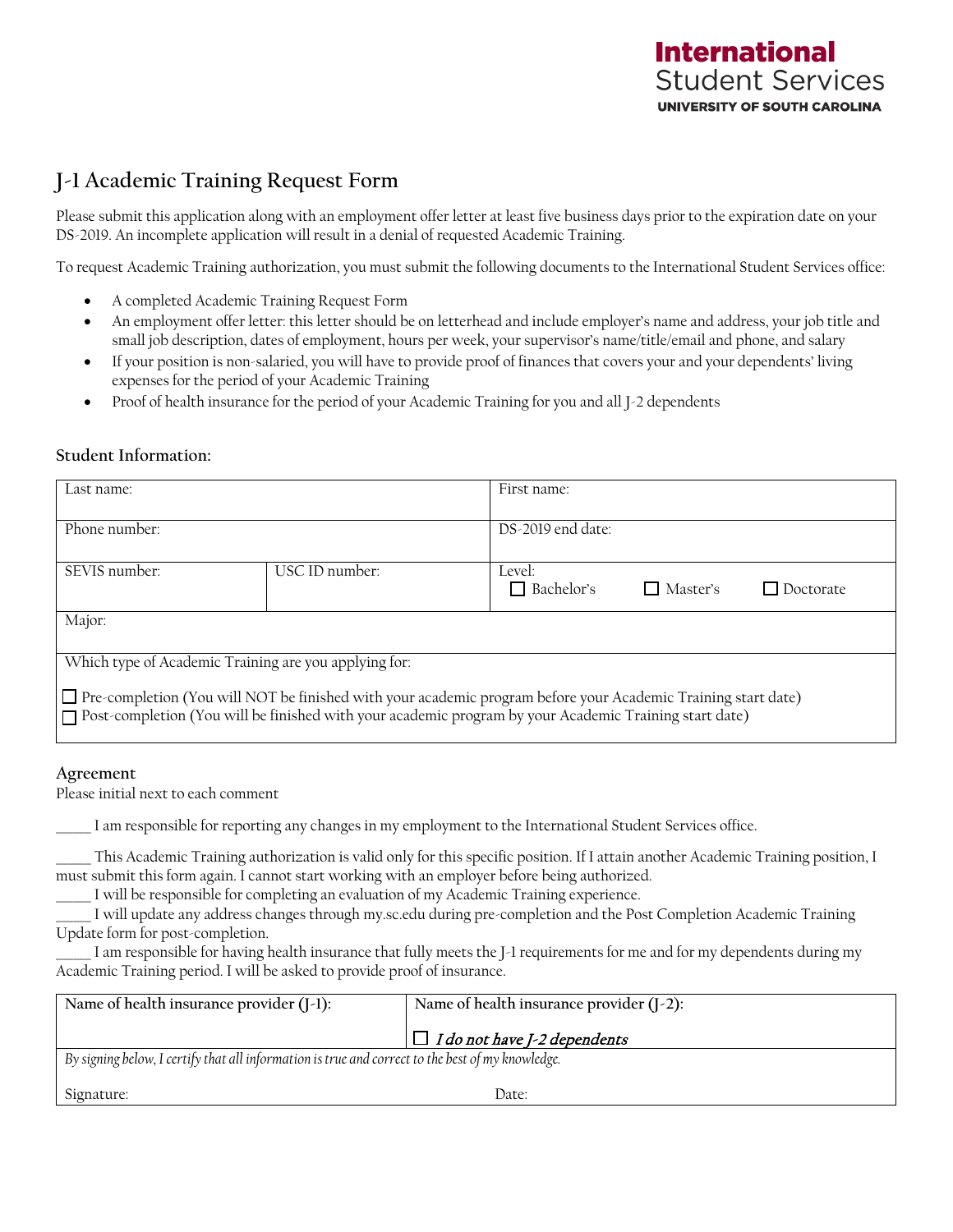**International**
Student Services
**UNIVERSITY OF SOUTH CAROLINA**

# J-1 Academic Training Request Form

Please submit this application along with an employment offer letter at least five business days prior to the expiration date on your DS-2019. An incomplete application will result in a denial of requested Academic Training.

To request Academic Training authorization, you must submit the following documents to the International Student Services office:

- A completed Academic Training Request Form
- An employment offer letter: this letter should be on letterhead and include employer's name and address, your job title and small job description, dates of employment, hours per week, your supervisor's name/title/email and phone, and salary
- If your position is non-salaried, you will have to provide proof of finances that covers your and your dependents' living expenses for the period of your Academic Training
- Proof of health insurance for the period of your Academic Training for you and all J-2 dependents

### Student Information:

| Last name: | | First name: |
|---|---|---|
| Phone number: | | DS-2019 end date: |
| SEVIS number: | USC ID number: | Level: ☐ Bachelor's ☐ Master's ☐ Doctorate |
| Major: | | |
| Which type of Academic Training are you applying for: ☐ Pre-completion (You will NOT be finished with your academic program before your Academic Training start date) ☐ Post-completion (You will be finished with your academic program by your Academic Training start date) | | |

### Agreement

Please initial next to each comment

_____ I am responsible for reporting any changes in my employment to the International Student Services office.

_____ This Academic Training authorization is valid only for this specific position. If I attain another Academic Training position, I must submit this form again. I cannot start working with an employer before being authorized.

_____ I will be responsible for completing an evaluation of my Academic Training experience.

_____ I will update any address changes through my.sc.edu during pre-completion and the Post Completion Academic Training Update form for post-completion.

_____ I am responsible for having health insurance that fully meets the J-1 requirements for me and for my dependents during my Academic Training period. I will be asked to provide proof of insurance.

| Name of health insurance provider (J-1): | Name of health insurance provider (J-2): ☐ *I do not have J-2 dependents* |
|---|---|
| *By signing below, I certify that all information is true and correct to the best of my knowledge.* Signature: | Date: |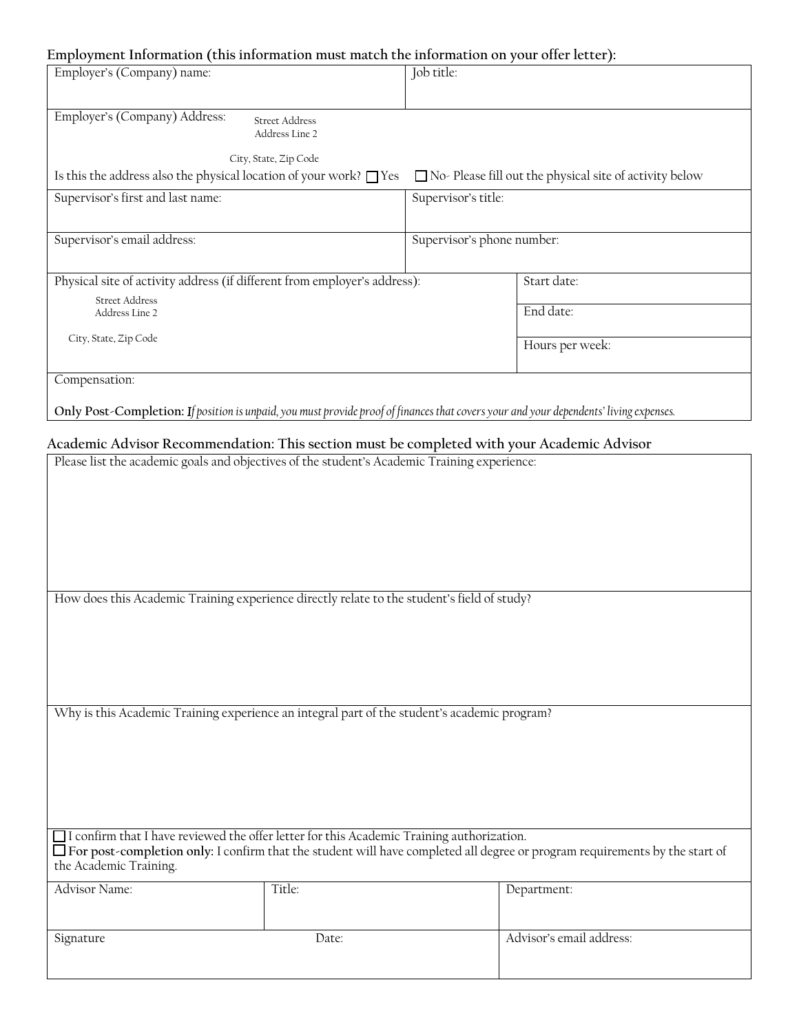## Employment Information (this information must match the information on your offer letter):

| Employer's (Company) name: | Job title: |
|---|---|

Employer's (Company) Address:
Street Address
Address Line 2

City, State, Zip Code

Is this the address also the physical location of your work? ☐ Yes ☐ No- Please fill out the physical site of activity below

| Supervisor's first and last name: | Supervisor's title: |
|---|---|
| Supervisor's email address: | Supervisor's phone number: |

| Physical site of activity address (if different from employer's address): | Start date: |
|---|---|
| Street Address<br>Address Line 2<br><br>City, State, Zip Code | End date: |
| | Hours per week: |

Compensation:

**Only Post-Completion:** ***I****f position is unpaid, you must provide proof of finances that covers your and your dependents' living expenses.*

## Academic Advisor Recommendation: This section must be completed with your Academic Advisor

Please list the academic goals and objectives of the student's Academic Training experience:

How does this Academic Training experience directly relate to the student's field of study?

Why is this Academic Training experience an integral part of the student's academic program?

☐ I confirm that I have reviewed the offer letter for this Academic Training authorization.
☐ **For post-completion only:** I confirm that the student will have completed all degree or program requirements by the start of the Academic Training.

| Advisor Name: | Title: | Department: |
|---|---|---|
| Signature | Date: | Advisor's email address: |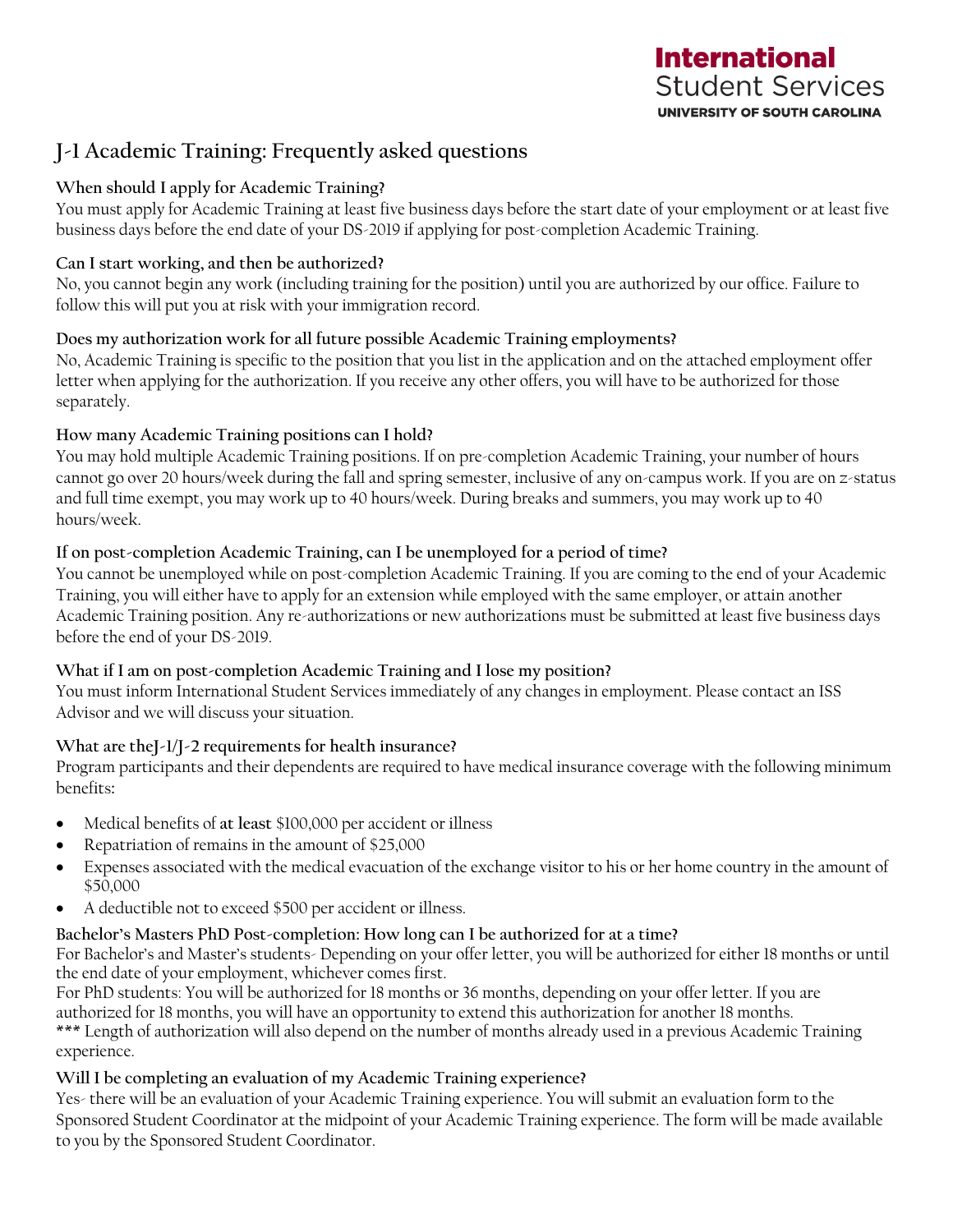# J-1 Academic Training: Frequently asked questions

### When should I apply for Academic Training?

You must apply for Academic Training at least five business days before the start date of your employment or at least five business days before the end date of your DS-2019 if applying for post-completion Academic Training.

### Can I start working, and then be authorized?

No, you cannot begin any work (including training for the position) until you are authorized by our office. Failure to follow this will put you at risk with your immigration record.

### Does my authorization work for all future possible Academic Training employments?

No, Academic Training is specific to the position that you list in the application and on the attached employment offer letter when applying for the authorization. If you receive any other offers, you will have to be authorized for those separately.

### How many Academic Training positions can I hold?

You may hold multiple Academic Training positions. If on pre-completion Academic Training, your number of hours cannot go over 20 hours/week during the fall and spring semester, inclusive of any on-campus work. If you are on z-status and full time exempt, you may work up to 40 hours/week. During breaks and summers, you may work up to 40 hours/week.

### If on post-completion Academic Training, can I be unemployed for a period of time?

You cannot be unemployed while on post-completion Academic Training. If you are coming to the end of your Academic Training, you will either have to apply for an extension while employed with the same employer, or attain another Academic Training position. Any re-authorizations or new authorizations must be submitted at least five business days before the end of your DS-2019.

### What if I am on post-completion Academic Training and I lose my position?

You must inform International Student Services immediately of any changes in employment. Please contact an ISS Advisor and we will discuss your situation.

### What are theJ-1/J-2 requirements for health insurance?

Program participants and their dependents are required to have medical insurance coverage with the following minimum benefits:

- Medical benefits of **at least** $100,000 per accident or illness
- Repatriation of remains in the amount of $25,000
- Expenses associated with the medical evacuation of the exchange visitor to his or her home country in the amount of $50,000
- A deductible not to exceed $500 per accident or illness.

### Bachelor's Masters PhD Post-completion: How long can I be authorized for at a time?

For Bachelor's and Master's students- Depending on your offer letter, you will be authorized for either 18 months or until the end date of your employment, whichever comes first.

For PhD students: You will be authorized for 18 months or 36 months, depending on your offer letter. If you are authorized for 18 months, you will have an opportunity to extend this authorization for another 18 months.

*** Length of authorization will also depend on the number of months already used in a previous Academic Training experience.

### Will I be completing an evaluation of my Academic Training experience?

Yes- there will be an evaluation of your Academic Training experience. You will submit an evaluation form to the Sponsored Student Coordinator at the midpoint of your Academic Training experience. The form will be made available to you by the Sponsored Student Coordinator.